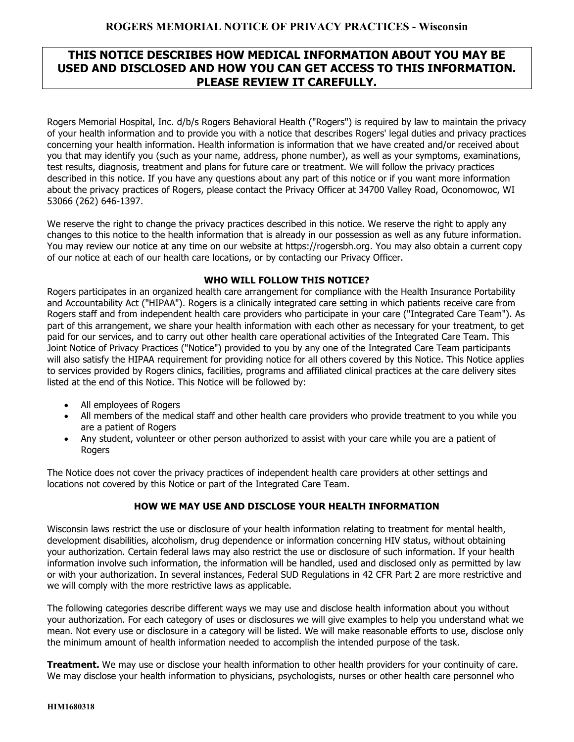# ROGERS MEMORIAL NOTICE OF PRIVACY PRACTICES - Wisconsin

**THIS NOTICE DESCRIBES HOW MEDICAL INFORMATION ABOUT YOU MAY BE USED AND DISCLOSED AND HOW YOU CAN GET ACCESS TO THIS INFORMATION. PLEASE REVIEW IT CAREFULLY.**

Rogers Memorial Hospital, Inc. d/b/s Rogers Behavioral Health ("Rogers") is required by law to maintain the privacy of your health information and to provide you with a notice that describes Rogers' legal duties and privacy practices concerning your health information. Health information is information that we have created and/or received about you that may identify you (such as your name, address, phone number), as well as your symptoms, examinations, test results, diagnosis, treatment and plans for future care or treatment. We will follow the privacy practices described in this notice. If you have any questions about any part of this notice or if you want more information about the privacy practices of Rogers, please contact the Privacy Officer at 34700 Valley Road, Oconomowoc, WI 53066 (262) 646-1397.

We reserve the right to change the privacy practices described in this notice. We reserve the right to apply any changes to this notice to the health information that is already in our possession as well as any future information. You may review our notice at any time on our website at https://rogersbh.org. You may also obtain a current copy of our notice at each of our health care locations, or by contacting our Privacy Officer.

## WHO WILL FOLLOW THIS NOTICE?

Rogers participates in an organized health care arrangement for compliance with the Health Insurance Portability and Accountability Act ("HIPAA"). Rogers is a clinically integrated care setting in which patients receive care from Rogers staff and from independent health care providers who participate in your care ("Integrated Care Team"). As part of this arrangement, we share your health information with each other as necessary for your treatment, to get paid for our services, and to carry out other health care operational activities of the Integrated Care Team. This Joint Notice of Privacy Practices ("Notice") provided to you by any one of the Integrated Care Team participants will also satisfy the HIPAA requirement for providing notice for all others covered by this Notice. This Notice applies to services provided by Rogers clinics, facilities, programs and affiliated clinical practices at the care delivery sites listed at the end of this Notice. This Notice will be followed by:

- All employees of Rogers
- All members of the medical staff and other health care providers who provide treatment to you while you are a patient of Rogers
- Any student, volunteer or other person authorized to assist with your care while you are a patient of Rogers

The Notice does not cover the privacy practices of independent health care providers at other settings and locations not covered by this Notice or part of the Integrated Care Team.

## HOW WE MAY USE AND DISCLOSE YOUR HEALTH INFORMATION

Wisconsin laws restrict the use or disclosure of your health information relating to treatment for mental health, development disabilities, alcoholism, drug dependence or information concerning HIV status, without obtaining your authorization. Certain federal laws may also restrict the use or disclosure of such information. If your health information involve such information, the information will be handled, used and disclosed only as permitted by law or with your authorization. In several instances, Federal SUD Regulations in 42 CFR Part 2 are more restrictive and we will comply with the more restrictive laws as applicable.

The following categories describe different ways we may use and disclose health information about you without your authorization. For each category of uses or disclosures we will give examples to help you understand what we mean. Not every use or disclosure in a category will be listed. We will make reasonable efforts to use, disclose only the minimum amount of health information needed to accomplish the intended purpose of the task.

**Treatment.** We may use or disclose your health information to other health providers for your continuity of care. We may disclose your health information to physicians, psychologists, nurses or other health care personnel who

HIM1680318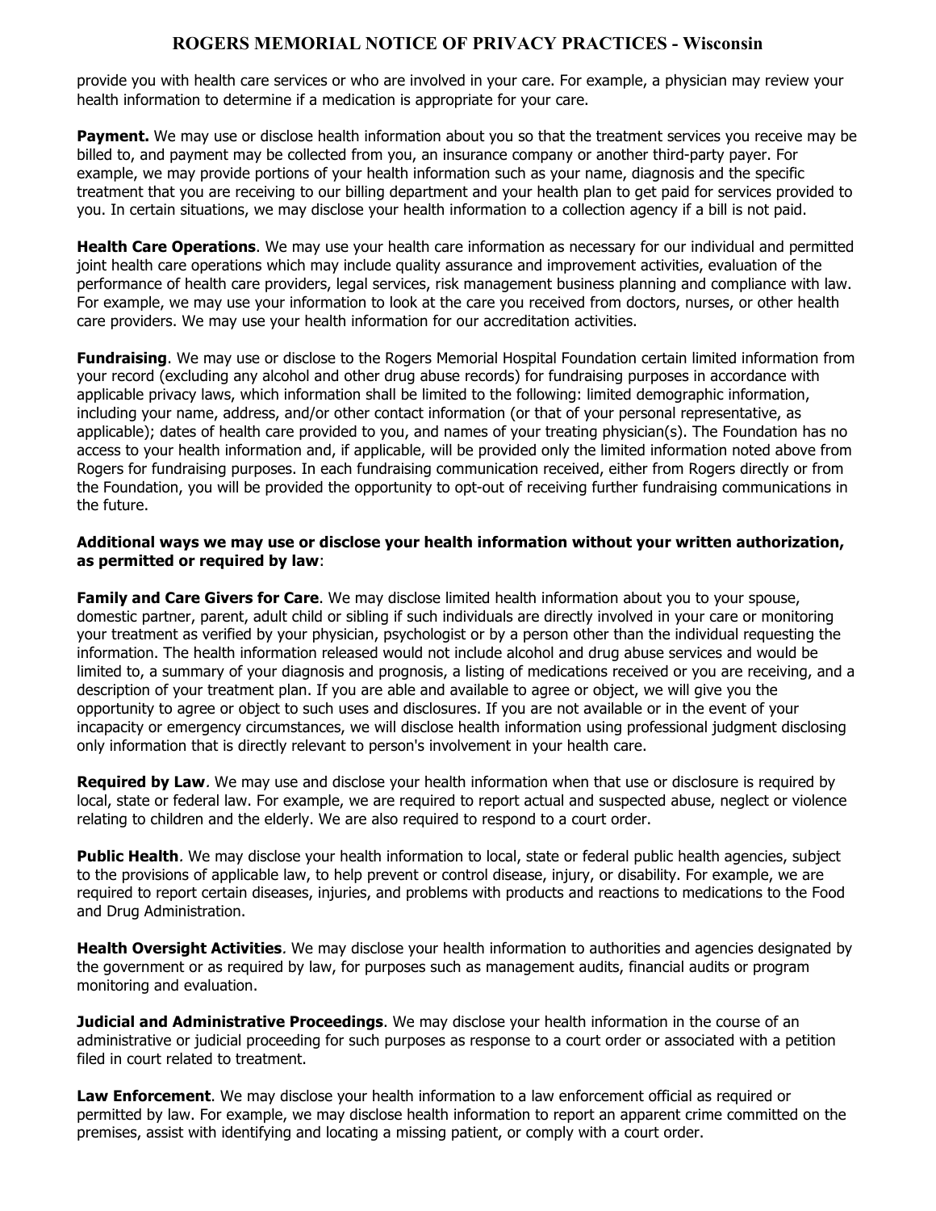provide you with health care services or who are involved in your care. For example, a physician may review your health information to determine if a medication is appropriate for your care.

**Payment.** We may use or disclose health information about you so that the treatment services you receive may be billed to, and payment may be collected from you, an insurance company or another third-party payer. For example, we may provide portions of your health information such as your name, diagnosis and the specific treatment that you are receiving to our billing department and your health plan to get paid for services provided to you. In certain situations, we may disclose your health information to a collection agency if a bill is not paid.

**Health Care Operations**. We may use your health care information as necessary for our individual and permitted joint health care operations which may include quality assurance and improvement activities, evaluation of the performance of health care providers, legal services, risk management business planning and compliance with law. For example, we may use your information to look at the care you received from doctors, nurses, or other health care providers. We may use your health information for our accreditation activities.

**Fundraising**. We may use or disclose to the Rogers Memorial Hospital Foundation certain limited information from your record (excluding any alcohol and other drug abuse records) for fundraising purposes in accordance with applicable privacy laws, which information shall be limited to the following: limited demographic information, including your name, address, and/or other contact information (or that of your personal representative, as applicable); dates of health care provided to you, and names of your treating physician(s). The Foundation has no access to your health information and, if applicable, will be provided only the limited information noted above from Rogers for fundraising purposes. In each fundraising communication received, either from Rogers directly or from the Foundation, you will be provided the opportunity to opt-out of receiving further fundraising communications in the future.

**Additional ways we may use or disclose your health information without your written authorization, as permitted or required by law**:

**Family and Care Givers for Care**. We may disclose limited health information about you to your spouse, domestic partner, parent, adult child or sibling if such individuals are directly involved in your care or monitoring your treatment as verified by your physician, psychologist or by a person other than the individual requesting the information. The health information released would not include alcohol and drug abuse services and would be limited to, a summary of your diagnosis and prognosis, a listing of medications received or you are receiving, and a description of your treatment plan. If you are able and available to agree or object, we will give you the opportunity to agree or object to such uses and disclosures. If you are not available or in the event of your incapacity or emergency circumstances, we will disclose health information using professional judgment disclosing only information that is directly relevant to person's involvement in your health care.

***Required by Law***. We may use and disclose your health information when that use or disclosure is required by local, state or federal law. For example, we are required to report actual and suspected abuse, neglect or violence relating to children and the elderly. We are also required to respond to a court order.

***Public Health***. We may disclose your health information to local, state or federal public health agencies, subject to the provisions of applicable law, to help prevent or control disease, injury, or disability. For example, we are required to report certain diseases, injuries, and problems with products and reactions to medications to the Food and Drug Administration.

***Health Oversight Activities***. We may disclose your health information to authorities and agencies designated by the government or as required by law, for purposes such as management audits, financial audits or program monitoring and evaluation.

**Judicial and Administrative Proceedings**. We may disclose your health information in the course of an administrative or judicial proceeding for such purposes as response to a court order or associated with a petition filed in court related to treatment.

**Law Enforcement**. We may disclose your health information to a law enforcement official as required or permitted by law. For example, we may disclose health information to report an apparent crime committed on the premises, assist with identifying and locating a missing patient, or comply with a court order.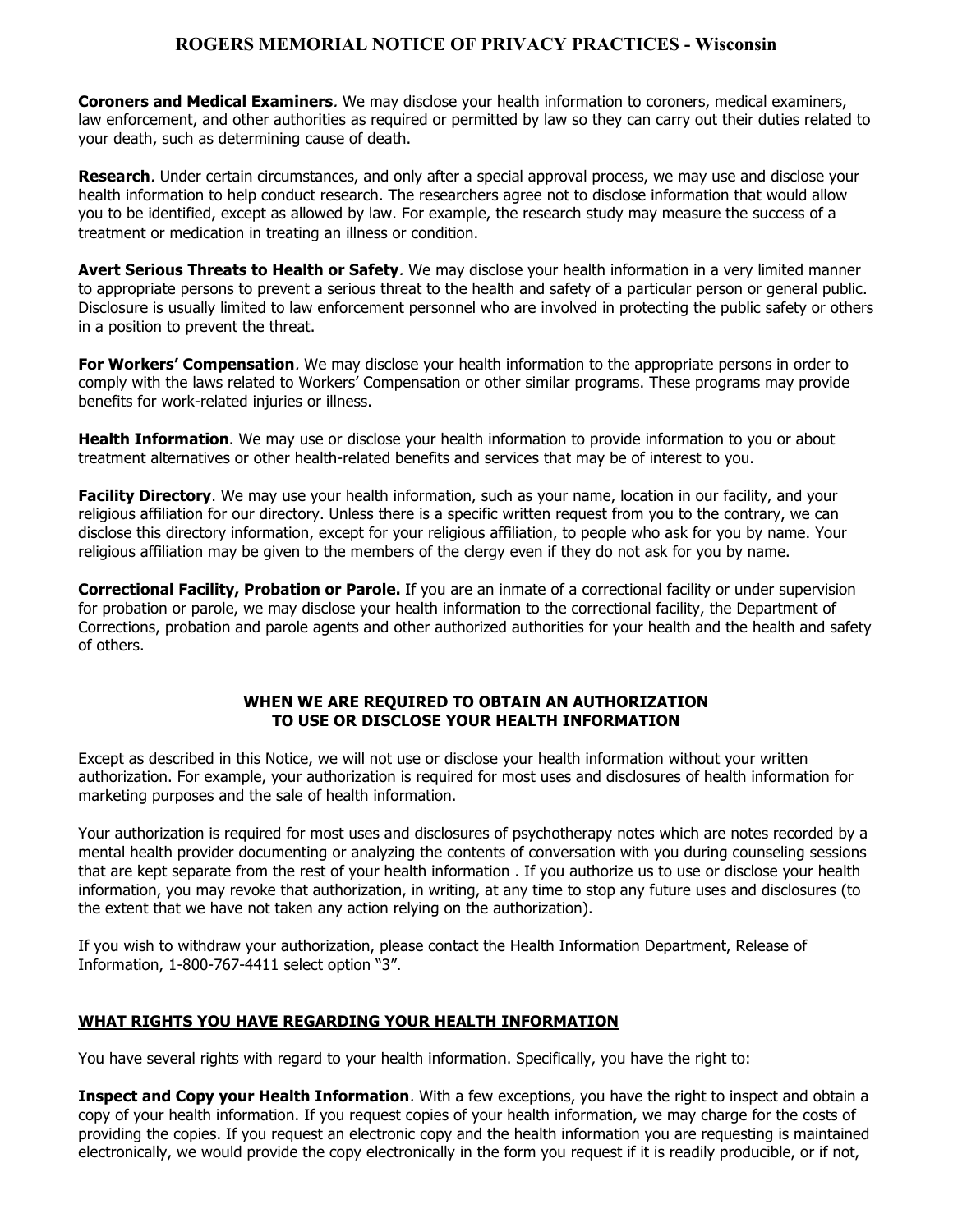**Coroners and Medical Examiners**. We may disclose your health information to coroners, medical examiners, law enforcement, and other authorities as required or permitted by law so they can carry out their duties related to your death, such as determining cause of death.

**Research**. Under certain circumstances, and only after a special approval process, we may use and disclose your health information to help conduct research. The researchers agree not to disclose information that would allow you to be identified, except as allowed by law. For example, the research study may measure the success of a treatment or medication in treating an illness or condition.

**Avert Serious Threats to Health or Safety**. We may disclose your health information in a very limited manner to appropriate persons to prevent a serious threat to the health and safety of a particular person or general public. Disclosure is usually limited to law enforcement personnel who are involved in protecting the public safety or others in a position to prevent the threat.

**For Workers' Compensation**. We may disclose your health information to the appropriate persons in order to comply with the laws related to Workers' Compensation or other similar programs. These programs may provide benefits for work-related injuries or illness.

**Health Information**. We may use or disclose your health information to provide information to you or about treatment alternatives or other health-related benefits and services that may be of interest to you.

**Facility Directory**. We may use your health information, such as your name, location in our facility, and your religious affiliation for our directory. Unless there is a specific written request from you to the contrary, we can disclose this directory information, except for your religious affiliation, to people who ask for you by name. Your religious affiliation may be given to the members of the clergy even if they do not ask for you by name.

**Correctional Facility, Probation or Parole.** If you are an inmate of a correctional facility or under supervision for probation or parole, we may disclose your health information to the correctional facility, the Department of Corrections, probation and parole agents and other authorized authorities for your health and the health and safety of others.

### WHEN WE ARE REQUIRED TO OBTAIN AN AUTHORIZATION TO USE OR DISCLOSE YOUR HEALTH INFORMATION

Except as described in this Notice, we will not use or disclose your health information without your written authorization. For example, your authorization is required for most uses and disclosures of health information for marketing purposes and the sale of health information.

Your authorization is required for most uses and disclosures of psychotherapy notes which are notes recorded by a mental health provider documenting or analyzing the contents of conversation with you during counseling sessions that are kept separate from the rest of your health information . If you authorize us to use or disclose your health information, you may revoke that authorization, in writing, at any time to stop any future uses and disclosures (to the extent that we have not taken any action relying on the authorization).

If you wish to withdraw your authorization, please contact the Health Information Department, Release of Information, 1-800-767-4411 select option "3".

### WHAT RIGHTS YOU HAVE REGARDING YOUR HEALTH INFORMATION

You have several rights with regard to your health information. Specifically, you have the right to:

**Inspect and Copy your Health Information**. With a few exceptions, you have the right to inspect and obtain a copy of your health information. If you request copies of your health information, we may charge for the costs of providing the copies. If you request an electronic copy and the health information you are requesting is maintained electronically, we would provide the copy electronically in the form you request if it is readily producible, or if not,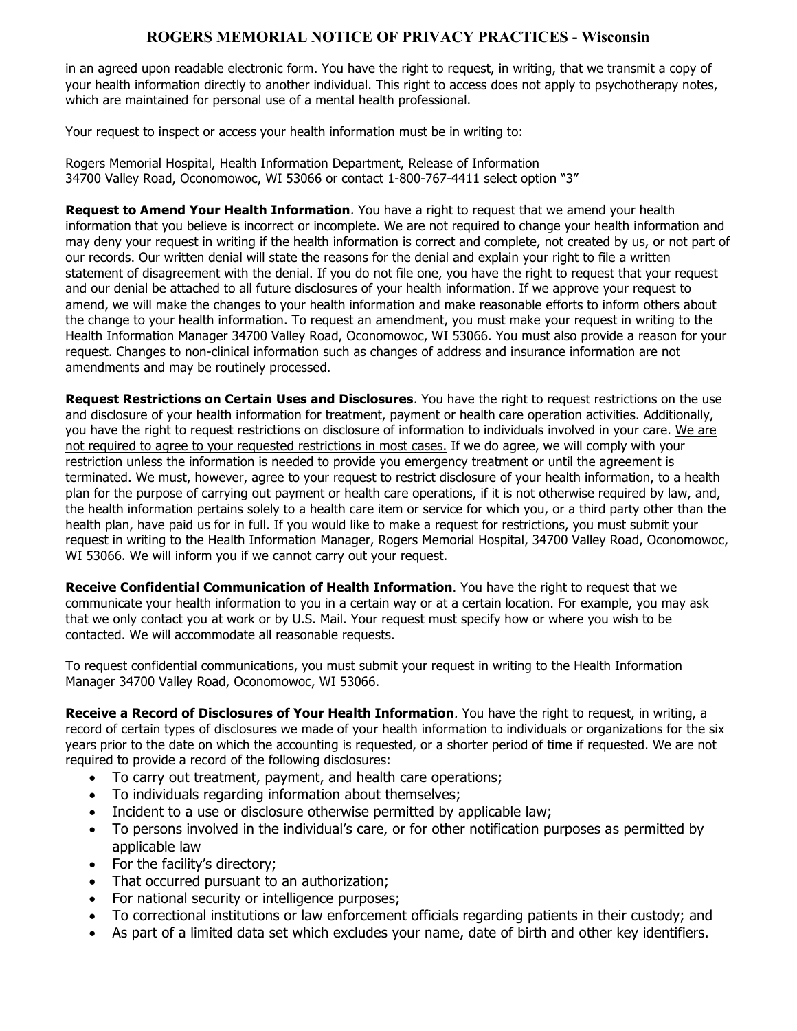in an agreed upon readable electronic form. You have the right to request, in writing, that we transmit a copy of your health information directly to another individual. This right to access does not apply to psychotherapy notes, which are maintained for personal use of a mental health professional.

Your request to inspect or access your health information must be in writing to:

Rogers Memorial Hospital, Health Information Department, Release of Information
34700 Valley Road, Oconomowoc, WI 53066 or contact 1-800-767-4411 select option "3"

**Request to Amend Your Health Information**. You have a right to request that we amend your health information that you believe is incorrect or incomplete. We are not required to change your health information and may deny your request in writing if the health information is correct and complete, not created by us, or not part of our records. Our written denial will state the reasons for the denial and explain your right to file a written statement of disagreement with the denial. If you do not file one, you have the right to request that your request and our denial be attached to all future disclosures of your health information. If we approve your request to amend, we will make the changes to your health information and make reasonable efforts to inform others about the change to your health information. To request an amendment, you must make your request in writing to the Health Information Manager 34700 Valley Road, Oconomowoc, WI 53066. You must also provide a reason for your request. Changes to non-clinical information such as changes of address and insurance information are not amendments and may be routinely processed.

**Request Restrictions on Certain Uses and Disclosures**. You have the right to request restrictions on the use and disclosure of your health information for treatment, payment or health care operation activities. Additionally, you have the right to request restrictions on disclosure of information to individuals involved in your care. <u>We are not required to agree to your requested restrictions in most cases.</u> If we do agree, we will comply with your restriction unless the information is needed to provide you emergency treatment or until the agreement is terminated. We must, however, agree to your request to restrict disclosure of your health information, to a health plan for the purpose of carrying out payment or health care operations, if it is not otherwise required by law, and, the health information pertains solely to a health care item or service for which you, or a third party other than the health plan, have paid us for in full. If you would like to make a request for restrictions, you must submit your request in writing to the Health Information Manager, Rogers Memorial Hospital, 34700 Valley Road, Oconomowoc, WI 53066. We will inform you if we cannot carry out your request.

**Receive Confidential Communication of Health Information**. You have the right to request that we communicate your health information to you in a certain way or at a certain location. For example, you may ask that we only contact you at work or by U.S. Mail. Your request must specify how or where you wish to be contacted. We will accommodate all reasonable requests.

To request confidential communications, you must submit your request in writing to the Health Information Manager 34700 Valley Road, Oconomowoc, WI 53066.

**Receive a Record of Disclosures of Your Health Information**. You have the right to request, in writing, a record of certain types of disclosures we made of your health information to individuals or organizations for the six years prior to the date on which the accounting is requested, or a shorter period of time if requested. We are not required to provide a record of the following disclosures:

- To carry out treatment, payment, and health care operations;
- To individuals regarding information about themselves;
- Incident to a use or disclosure otherwise permitted by applicable law;
- To persons involved in the individual's care, or for other notification purposes as permitted by applicable law
- For the facility's directory;
- That occurred pursuant to an authorization;
- For national security or intelligence purposes;
- To correctional institutions or law enforcement officials regarding patients in their custody; and
- As part of a limited data set which excludes your name, date of birth and other key identifiers.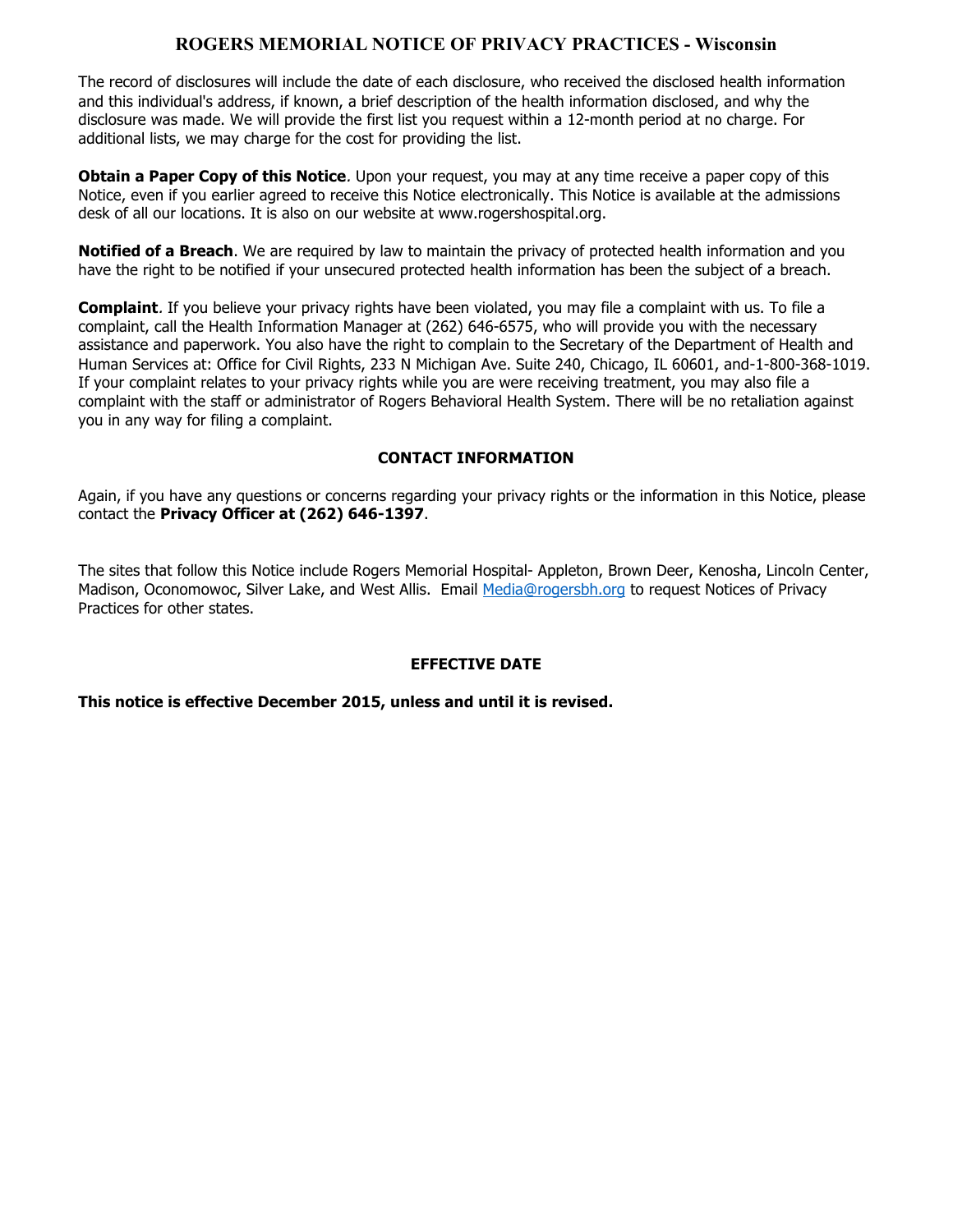The record of disclosures will include the date of each disclosure, who received the disclosed health information and this individual's address, if known, a brief description of the health information disclosed, and why the disclosure was made. We will provide the first list you request within a 12-month period at no charge. For additional lists, we may charge for the cost for providing the list.

**Obtain a Paper Copy of this Notice**. Upon your request, you may at any time receive a paper copy of this Notice, even if you earlier agreed to receive this Notice electronically. This Notice is available at the admissions desk of all our locations. It is also on our website at www.rogershospital.org.

**Notified of a Breach**. We are required by law to maintain the privacy of protected health information and you have the right to be notified if your unsecured protected health information has been the subject of a breach.

**Complaint**. If you believe your privacy rights have been violated, you may file a complaint with us. To file a complaint, call the Health Information Manager at (262) 646-6575, who will provide you with the necessary assistance and paperwork. You also have the right to complain to the Secretary of the Department of Health and Human Services at: Office for Civil Rights, 233 N Michigan Ave. Suite 240, Chicago, IL 60601, and-1-800-368-1019. If your complaint relates to your privacy rights while you are were receiving treatment, you may also file a complaint with the staff or administrator of Rogers Behavioral Health System. There will be no retaliation against you in any way for filing a complaint.

## CONTACT INFORMATION

Again, if you have any questions or concerns regarding your privacy rights or the information in this Notice, please contact the **Privacy Officer at (262) 646-1397**.

The sites that follow this Notice include Rogers Memorial Hospital- Appleton, Brown Deer, Kenosha, Lincoln Center, Madison, Oconomowoc, Silver Lake, and West Allis. Email Media@rogersbh.org to request Notices of Privacy Practices for other states.

## EFFECTIVE DATE

**This notice is effective December 2015, unless and until it is revised.**